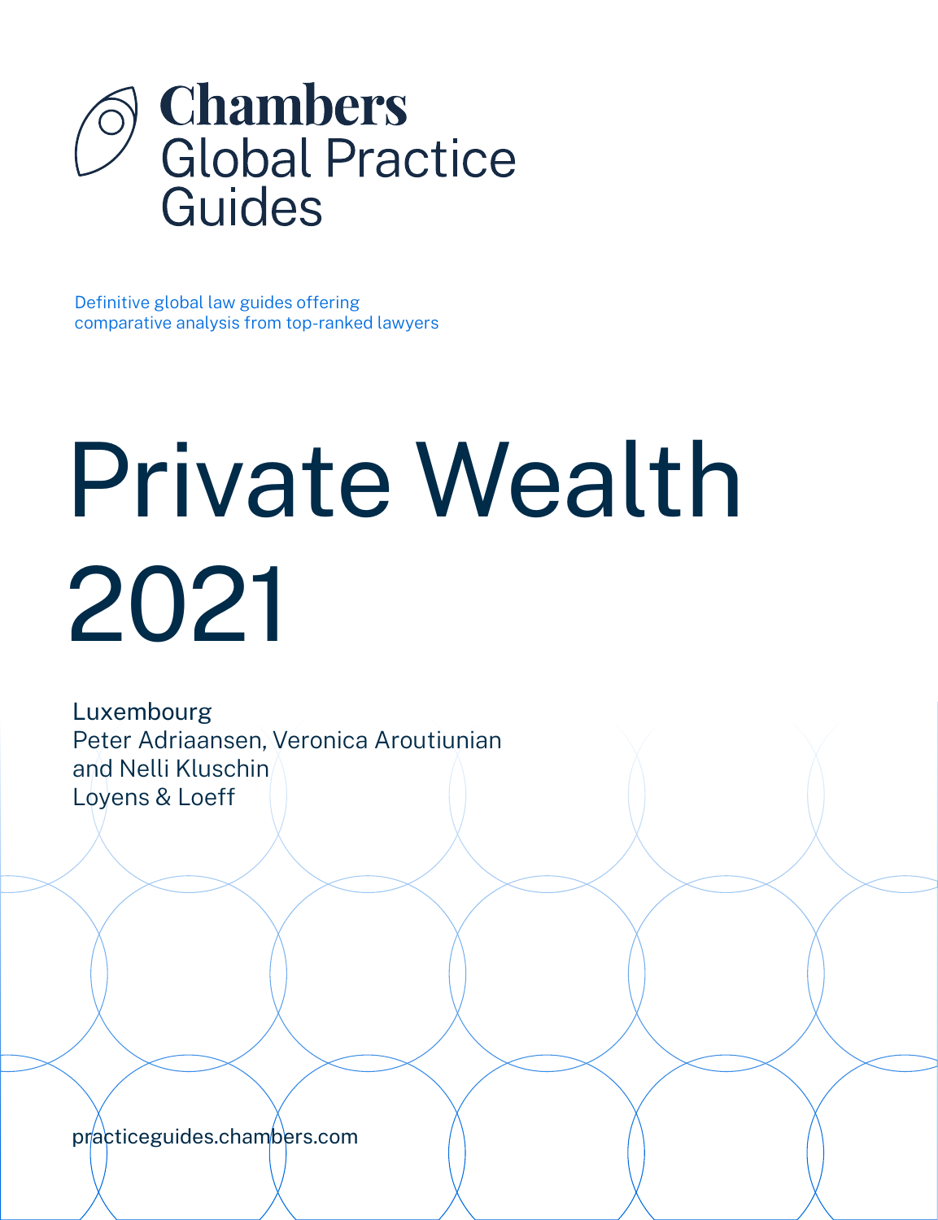# Chambers Global Practice Guides

Definitive global law guides offering comparative analysis from top-ranked lawyers

# Private Wealth 2021

Luxembourg
Peter Adriaansen, Veronica Aroutiunian and Nelli Kluschin
Loyens & Loeff

practiceguides.chambers.com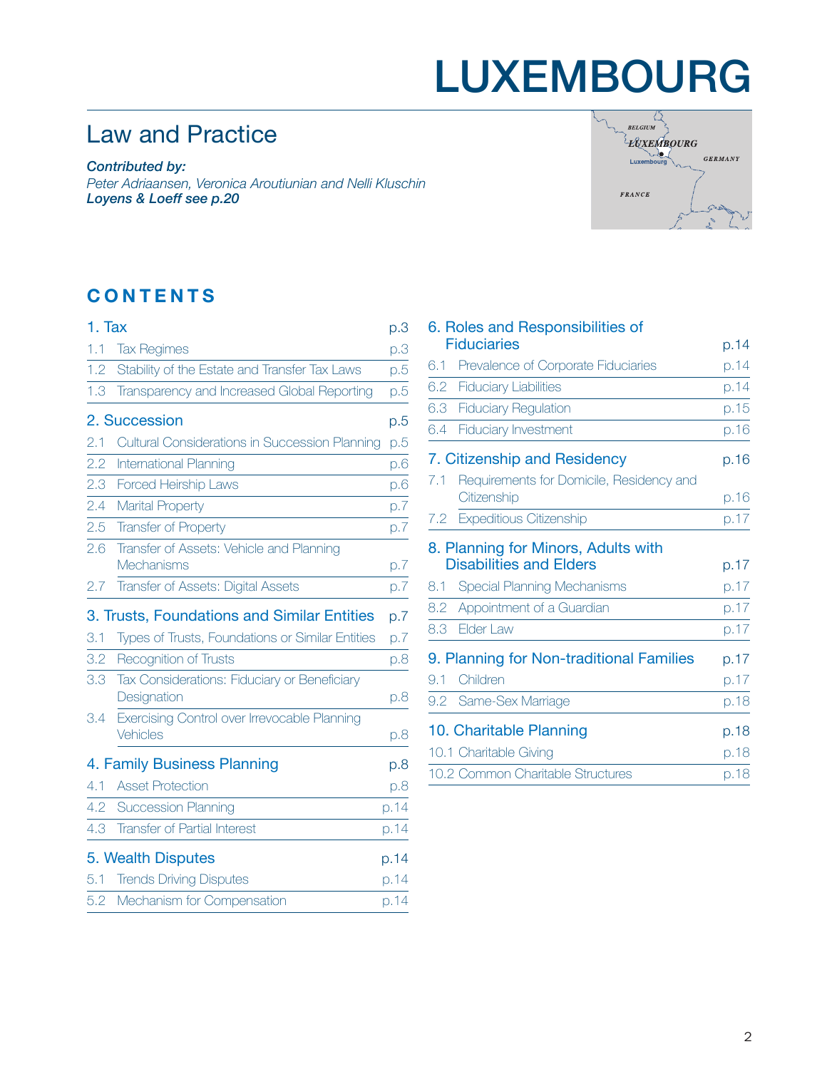# LUXEMBOURG

## Law and Practice

***Contributed by:***
*Peter Adriaansen, Veronica Aroutiunian and Nelli Kluschin*
***Loyens & Loeff see p.20***

## CONTENTS

**1. Tax** p.3
- 1.1 Tax Regimes p.3
- 1.2 Stability of the Estate and Transfer Tax Laws p.5
- 1.3 Transparency and Increased Global Reporting p.5

**2. Succession** p.5
- 2.1 Cultural Considerations in Succession Planning p.5
- 2.2 International Planning p.6
- 2.3 Forced Heirship Laws p.6
- 2.4 Marital Property p.7
- 2.5 Transfer of Property p.7
- 2.6 Transfer of Assets: Vehicle and Planning Mechanisms p.7
- 2.7 Transfer of Assets: Digital Assets p.7

**3. Trusts, Foundations and Similar Entities** p.7
- 3.1 Types of Trusts, Foundations or Similar Entities p.7
- 3.2 Recognition of Trusts p.8
- 3.3 Tax Considerations: Fiduciary or Beneficiary Designation p.8
- 3.4 Exercising Control over Irrevocable Planning Vehicles p.8

**4. Family Business Planning** p.8
- 4.1 Asset Protection p.8
- 4.2 Succession Planning p.14
- 4.3 Transfer of Partial Interest p.14

**5. Wealth Disputes** p.14
- 5.1 Trends Driving Disputes p.14
- 5.2 Mechanism for Compensation p.14

**6. Roles and Responsibilities of Fiduciaries** p.14
- 6.1 Prevalence of Corporate Fiduciaries p.14
- 6.2 Fiduciary Liabilities p.14
- 6.3 Fiduciary Regulation p.15
- 6.4 Fiduciary Investment p.16

**7. Citizenship and Residency** p.16
- 7.1 Requirements for Domicile, Residency and Citizenship p.16
- 7.2 Expeditious Citizenship p.17

**8. Planning for Minors, Adults with Disabilities and Elders** p.17
- 8.1 Special Planning Mechanisms p.17
- 8.2 Appointment of a Guardian p.17
- 8.3 Elder Law p.17

**9. Planning for Non-traditional Families** p.17
- 9.1 Children p.17
- 9.2 Same-Sex Marriage p.18

**10. Charitable Planning** p.18
- 10.1 Charitable Giving p.18
- 10.2 Common Charitable Structures p.18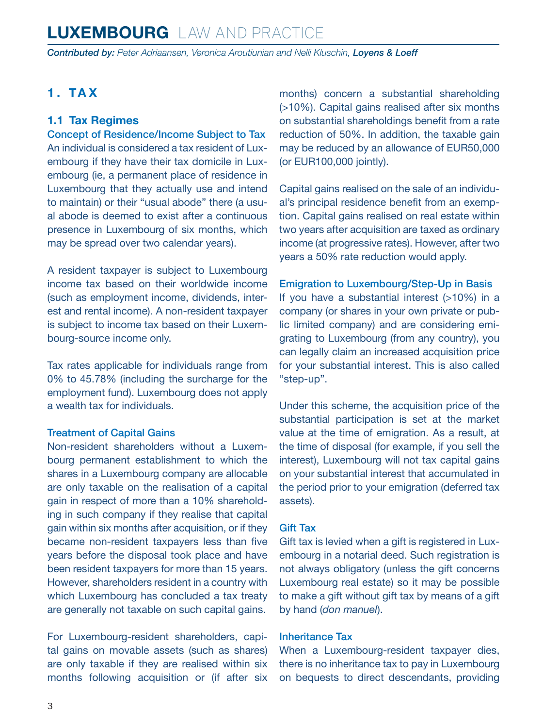## 1. TAX

### 1.1 Tax Regimes

#### Concept of Residence/Income Subject to Tax

An individual is considered a tax resident of Luxembourg if they have their tax domicile in Luxembourg (ie, a permanent place of residence in Luxembourg that they actually use and intend to maintain) or their "usual abode" there (a usual abode is deemed to exist after a continuous presence in Luxembourg of six months, which may be spread over two calendar years).

A resident taxpayer is subject to Luxembourg income tax based on their worldwide income (such as employment income, dividends, interest and rental income). A non-resident taxpayer is subject to income tax based on their Luxembourg-source income only.

Tax rates applicable for individuals range from 0% to 45.78% (including the surcharge for the employment fund). Luxembourg does not apply a wealth tax for individuals.

#### Treatment of Capital Gains

Non-resident shareholders without a Luxembourg permanent establishment to which the shares in a Luxembourg company are allocable are only taxable on the realisation of a capital gain in respect of more than a 10% shareholding in such company if they realise that capital gain within six months after acquisition, or if they became non-resident taxpayers less than five years before the disposal took place and have been resident taxpayers for more than 15 years. However, shareholders resident in a country with which Luxembourg has concluded a tax treaty are generally not taxable on such capital gains.

For Luxembourg-resident shareholders, capital gains on movable assets (such as shares) are only taxable if they are realised within six months following acquisition or (if after six months) concern a substantial shareholding (>10%). Capital gains realised after six months on substantial shareholdings benefit from a rate reduction of 50%. In addition, the taxable gain may be reduced by an allowance of EUR50,000 (or EUR100,000 jointly).

Capital gains realised on the sale of an individual's principal residence benefit from an exemption. Capital gains realised on real estate within two years after acquisition are taxed as ordinary income (at progressive rates). However, after two years a 50% rate reduction would apply.

#### Emigration to Luxembourg/Step-Up in Basis

If you have a substantial interest (>10%) in a company (or shares in your own private or public limited company) and are considering emigrating to Luxembourg (from any country), you can legally claim an increased acquisition price for your substantial interest. This is also called "step-up".

Under this scheme, the acquisition price of the substantial participation is set at the market value at the time of emigration. As a result, at the time of disposal (for example, if you sell the interest), Luxembourg will not tax capital gains on your substantial interest that accumulated in the period prior to your emigration (deferred tax assets).

#### Gift Tax

Gift tax is levied when a gift is registered in Luxembourg in a notarial deed. Such registration is not always obligatory (unless the gift concerns Luxembourg real estate) so it may be possible to make a gift without gift tax by means of a gift by hand (*don manuel*).

#### Inheritance Tax

When a Luxembourg-resident taxpayer dies, there is no inheritance tax to pay in Luxembourg on bequests to direct descendants, providing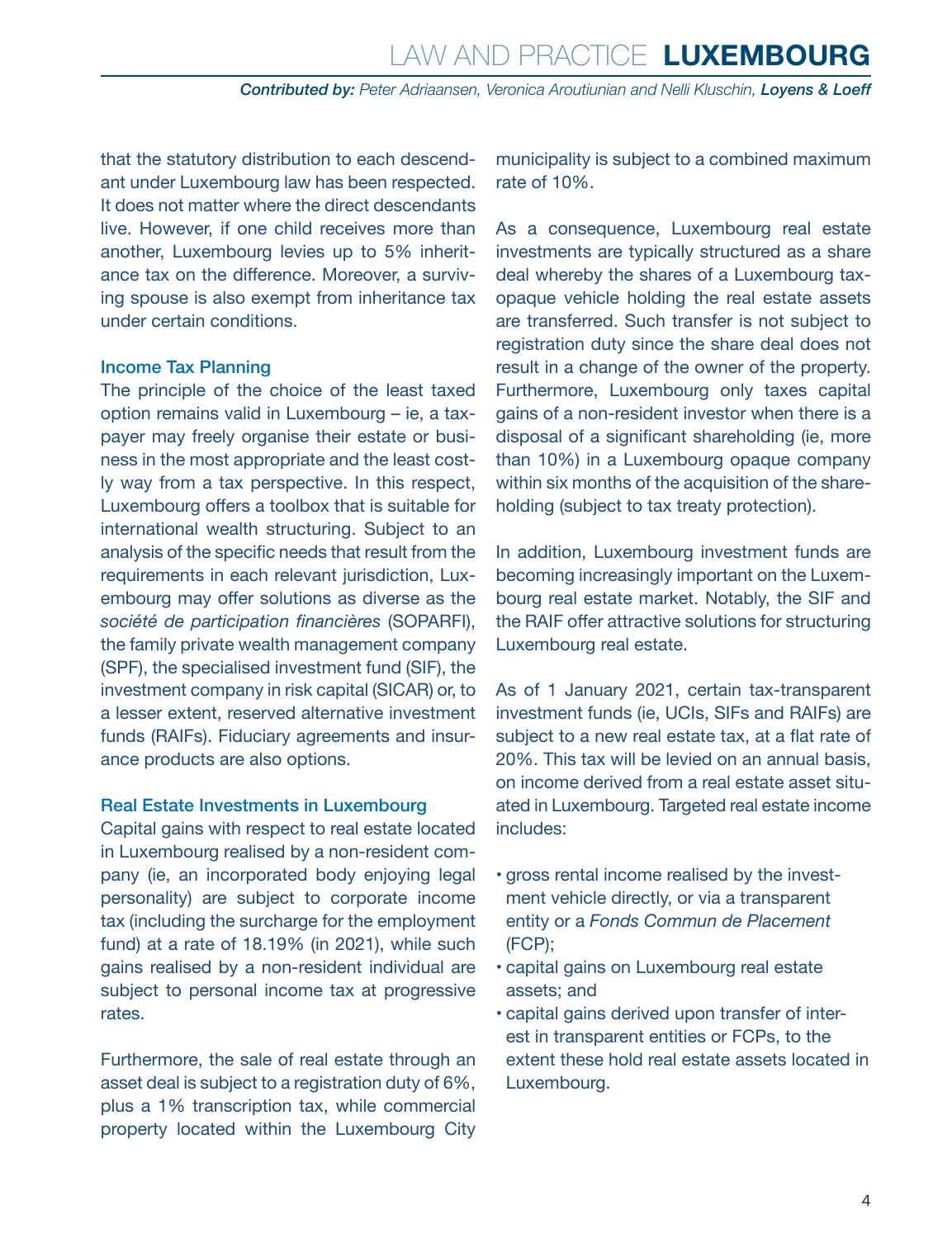that the statutory distribution to each descendant under Luxembourg law has been respected. It does not matter where the direct descendants live. However, if one child receives more than another, Luxembourg levies up to 5% inheritance tax on the difference. Moreover, a surviving spouse is also exempt from inheritance tax under certain conditions.

### Income Tax Planning

The principle of the choice of the least taxed option remains valid in Luxembourg – ie, a taxpayer may freely organise their estate or business in the most appropriate and the least costly way from a tax perspective. In this respect, Luxembourg offers a toolbox that is suitable for international wealth structuring. Subject to an analysis of the specific needs that result from the requirements in each relevant jurisdiction, Luxembourg may offer solutions as diverse as the *société de participation financières* (SOPARFI), the family private wealth management company (SPF), the specialised investment fund (SIF), the investment company in risk capital (SICAR) or, to a lesser extent, reserved alternative investment funds (RAIFs). Fiduciary agreements and insurance products are also options.

### Real Estate Investments in Luxembourg

Capital gains with respect to real estate located in Luxembourg realised by a non-resident company (ie, an incorporated body enjoying legal personality) are subject to corporate income tax (including the surcharge for the employment fund) at a rate of 18.19% (in 2021), while such gains realised by a non-resident individual are subject to personal income tax at progressive rates.

Furthermore, the sale of real estate through an asset deal is subject to a registration duty of 6%, plus a 1% transcription tax, while commercial property located within the Luxembourg City municipality is subject to a combined maximum rate of 10%.

As a consequence, Luxembourg real estate investments are typically structured as a share deal whereby the shares of a Luxembourg tax-opaque vehicle holding the real estate assets are transferred. Such transfer is not subject to registration duty since the share deal does not result in a change of the owner of the property. Furthermore, Luxembourg only taxes capital gains of a non-resident investor when there is a disposal of a significant shareholding (ie, more than 10%) in a Luxembourg opaque company within six months of the acquisition of the shareholding (subject to tax treaty protection).

In addition, Luxembourg investment funds are becoming increasingly important on the Luxembourg real estate market. Notably, the SIF and the RAIF offer attractive solutions for structuring Luxembourg real estate.

As of 1 January 2021, certain tax-transparent investment funds (ie, UCIs, SIFs and RAIFs) are subject to a new real estate tax, at a flat rate of 20%. This tax will be levied on an annual basis, on income derived from a real estate asset situated in Luxembourg. Targeted real estate income includes:

- gross rental income realised by the investment vehicle directly, or via a transparent entity or a *Fonds Commun de Placement* (FCP);
- capital gains on Luxembourg real estate assets; and
- capital gains derived upon transfer of interest in transparent entities or FCPs, to the extent these hold real estate assets located in Luxembourg.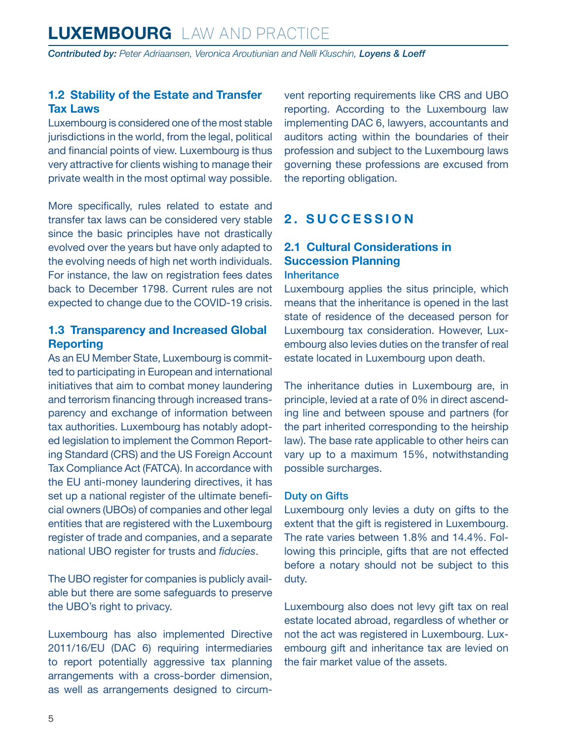### 1.2 Stability of the Estate and Transfer Tax Laws

Luxembourg is considered one of the most stable jurisdictions in the world, from the legal, political and financial points of view. Luxembourg is thus very attractive for clients wishing to manage their private wealth in the most optimal way possible.

More specifically, rules related to estate and transfer tax laws can be considered very stable since the basic principles have not drastically evolved over the years but have only adapted to the evolving needs of high net worth individuals. For instance, the law on registration fees dates back to December 1798. Current rules are not expected to change due to the COVID-19 crisis.

### 1.3 Transparency and Increased Global Reporting

As an EU Member State, Luxembourg is committed to participating in European and international initiatives that aim to combat money laundering and terrorism financing through increased transparency and exchange of information between tax authorities. Luxembourg has notably adopted legislation to implement the Common Reporting Standard (CRS) and the US Foreign Account Tax Compliance Act (FATCA). In accordance with the EU anti-money laundering directives, it has set up a national register of the ultimate beneficial owners (UBOs) of companies and other legal entities that are registered with the Luxembourg register of trade and companies, and a separate national UBO register for trusts and *fiducies*.

The UBO register for companies is publicly available but there are some safeguards to preserve the UBO's right to privacy.

Luxembourg has also implemented Directive 2011/16/EU (DAC 6) requiring intermediaries to report potentially aggressive tax planning arrangements with a cross-border dimension, as well as arrangements designed to circumvent reporting requirements like CRS and UBO reporting. According to the Luxembourg law implementing DAC 6, lawyers, accountants and auditors acting within the boundaries of their profession and subject to the Luxembourg laws governing these professions are excused from the reporting obligation.

## 2. SUCCESSION

### 2.1 Cultural Considerations in Succession Planning

#### Inheritance

Luxembourg applies the situs principle, which means that the inheritance is opened in the last state of residence of the deceased person for Luxembourg tax consideration. However, Luxembourg also levies duties on the transfer of real estate located in Luxembourg upon death.

The inheritance duties in Luxembourg are, in principle, levied at a rate of 0% in direct ascending line and between spouse and partners (for the part inherited corresponding to the heirship law). The base rate applicable to other heirs can vary up to a maximum 15%, notwithstanding possible surcharges.

#### Duty on Gifts

Luxembourg only levies a duty on gifts to the extent that the gift is registered in Luxembourg. The rate varies between 1.8% and 14.4%. Following this principle, gifts that are not effected before a notary should not be subject to this duty.

Luxembourg also does not levy gift tax on real estate located abroad, regardless of whether or not the act was registered in Luxembourg. Luxembourg gift and inheritance tax are levied on the fair market value of the assets.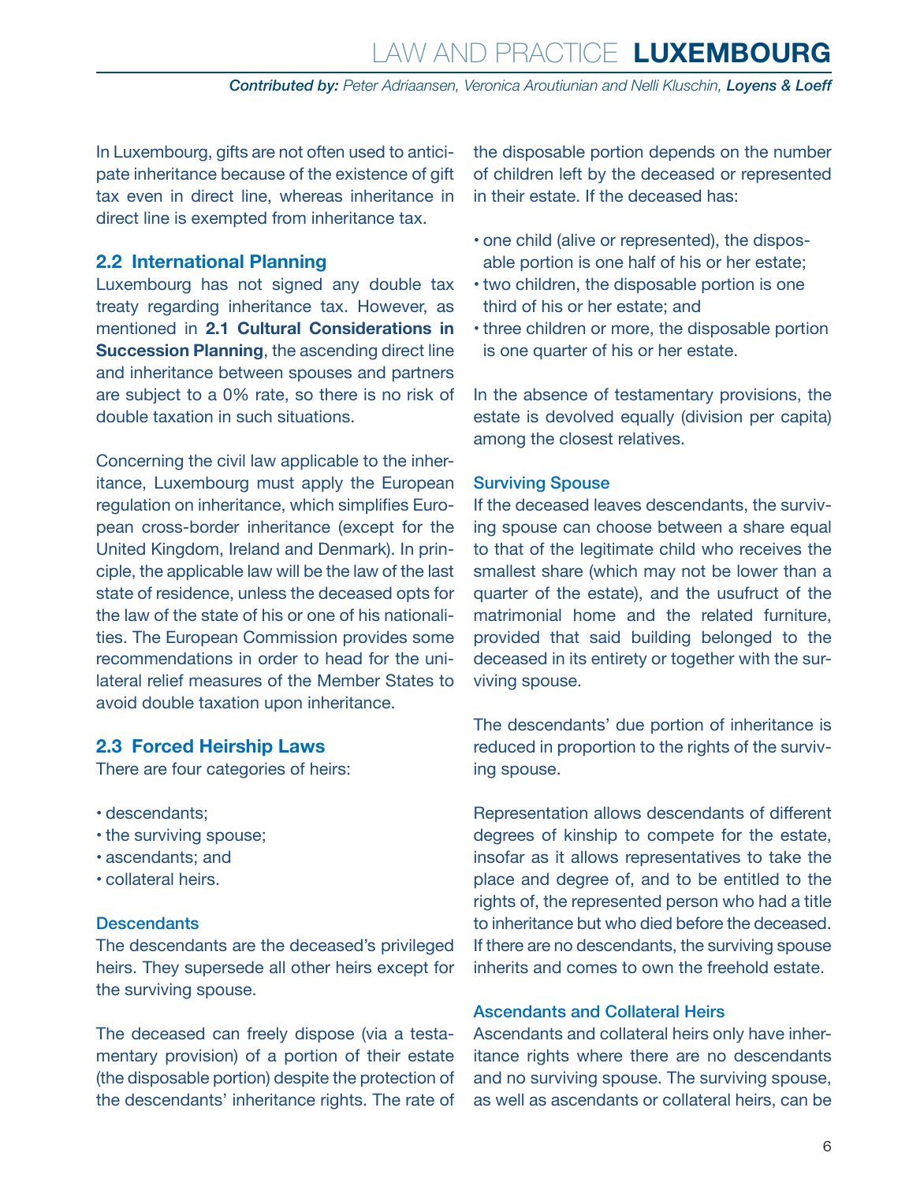In Luxembourg, gifts are not often used to anticipate inheritance because of the existence of gift tax even in direct line, whereas inheritance in direct line is exempted from inheritance tax.

## 2.2 International Planning

Luxembourg has not signed any double tax treaty regarding inheritance tax. However, as mentioned in **2.1 Cultural Considerations in Succession Planning**, the ascending direct line and inheritance between spouses and partners are subject to a 0% rate, so there is no risk of double taxation in such situations.

Concerning the civil law applicable to the inheritance, Luxembourg must apply the European regulation on inheritance, which simplifies European cross-border inheritance (except for the United Kingdom, Ireland and Denmark). In principle, the applicable law will be the law of the last state of residence, unless the deceased opts for the law of the state of his or one of his nationalities. The European Commission provides some recommendations in order to head for the unilateral relief measures of the Member States to avoid double taxation upon inheritance.

## 2.3 Forced Heirship Laws

There are four categories of heirs:

- descendants;
- the surviving spouse;
- ascendants; and
- collateral heirs.

### Descendants

The descendants are the deceased's privileged heirs. They supersede all other heirs except for the surviving spouse.

The deceased can freely dispose (via a testamentary provision) of a portion of their estate (the disposable portion) despite the protection of the descendants' inheritance rights. The rate of the disposable portion depends on the number of children left by the deceased or represented in their estate. If the deceased has:

- one child (alive or represented), the disposable portion is one half of his or her estate;
- two children, the disposable portion is one third of his or her estate; and
- three children or more, the disposable portion is one quarter of his or her estate.

In the absence of testamentary provisions, the estate is devolved equally (division per capita) among the closest relatives.

### Surviving Spouse

If the deceased leaves descendants, the surviving spouse can choose between a share equal to that of the legitimate child who receives the smallest share (which may not be lower than a quarter of the estate), and the usufruct of the matrimonial home and the related furniture, provided that said building belonged to the deceased in its entirety or together with the surviving spouse.

The descendants' due portion of inheritance is reduced in proportion to the rights of the surviving spouse.

Representation allows descendants of different degrees of kinship to compete for the estate, insofar as it allows representatives to take the place and degree of, and to be entitled to the rights of, the represented person who had a title to inheritance but who died before the deceased. If there are no descendants, the surviving spouse inherits and comes to own the freehold estate.

### Ascendants and Collateral Heirs

Ascendants and collateral heirs only have inheritance rights where there are no descendants and no surviving spouse. The surviving spouse, as well as ascendants or collateral heirs, can be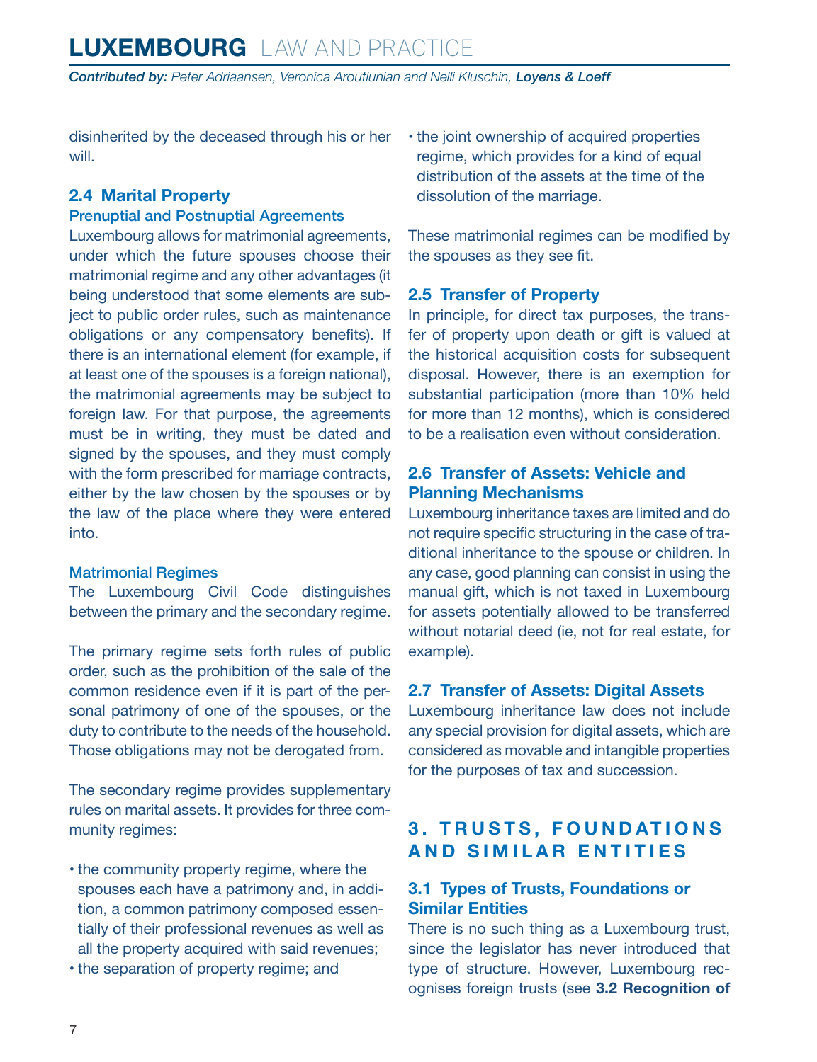disinherited by the deceased through his or her will.

### 2.4 Marital Property

#### Prenuptial and Postnuptial Agreements

Luxembourg allows for matrimonial agreements, under which the future spouses choose their matrimonial regime and any other advantages (it being understood that some elements are subject to public order rules, such as maintenance obligations or any compensatory benefits). If there is an international element (for example, if at least one of the spouses is a foreign national), the matrimonial agreements may be subject to foreign law. For that purpose, the agreements must be in writing, they must be dated and signed by the spouses, and they must comply with the form prescribed for marriage contracts, either by the law chosen by the spouses or by the law of the place where they were entered into.

#### Matrimonial Regimes

The Luxembourg Civil Code distinguishes between the primary and the secondary regime.

The primary regime sets forth rules of public order, such as the prohibition of the sale of the common residence even if it is part of the personal patrimony of one of the spouses, or the duty to contribute to the needs of the household. Those obligations may not be derogated from.

The secondary regime provides supplementary rules on marital assets. It provides for three community regimes:

- the community property regime, where the spouses each have a patrimony and, in addition, a common patrimony composed essentially of their professional revenues as well as all the property acquired with said revenues;
- the separation of property regime; and
- the joint ownership of acquired properties regime, which provides for a kind of equal distribution of the assets at the time of the dissolution of the marriage.

These matrimonial regimes can be modified by the spouses as they see fit.

### 2.5 Transfer of Property

In principle, for direct tax purposes, the transfer of property upon death or gift is valued at the historical acquisition costs for subsequent disposal. However, there is an exemption for substantial participation (more than 10% held for more than 12 months), which is considered to be a realisation even without consideration.

### 2.6 Transfer of Assets: Vehicle and Planning Mechanisms

Luxembourg inheritance taxes are limited and do not require specific structuring in the case of traditional inheritance to the spouse or children. In any case, good planning can consist in using the manual gift, which is not taxed in Luxembourg for assets potentially allowed to be transferred without notarial deed (ie, not for real estate, for example).

### 2.7 Transfer of Assets: Digital Assets

Luxembourg inheritance law does not include any special provision for digital assets, which are considered as movable and intangible properties for the purposes of tax and succession.

## 3. TRUSTS, FOUNDATIONS AND SIMILAR ENTITIES

### 3.1 Types of Trusts, Foundations or Similar Entities

There is no such thing as a Luxembourg trust, since the legislator has never introduced that type of structure. However, Luxembourg recognises foreign trusts (see **3.2 Recognition of**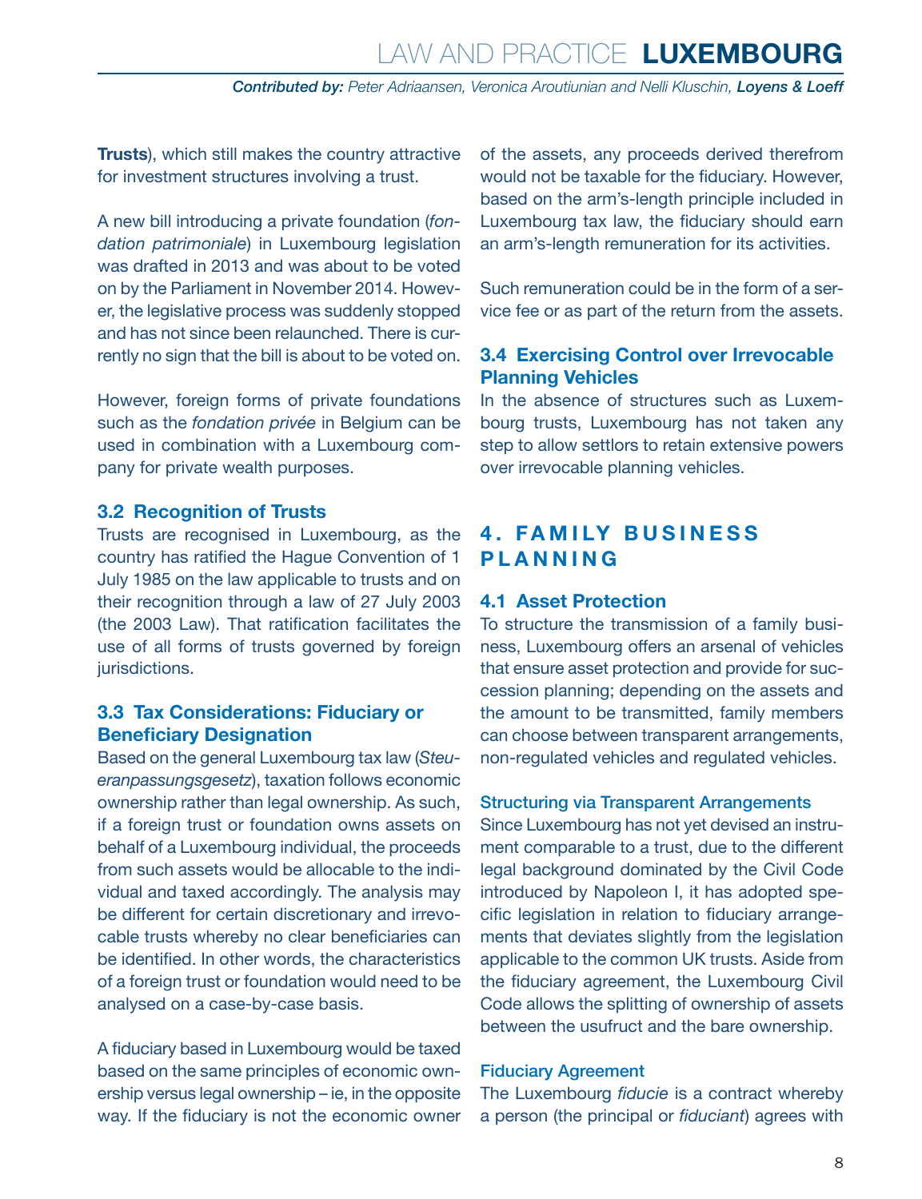**Trusts**), which still makes the country attractive for investment structures involving a trust.

A new bill introducing a private foundation (*fondation patrimoniale*) in Luxembourg legislation was drafted in 2013 and was about to be voted on by the Parliament in November 2014. However, the legislative process was suddenly stopped and has not since been relaunched. There is currently no sign that the bill is about to be voted on.

However, foreign forms of private foundations such as the *fondation privée* in Belgium can be used in combination with a Luxembourg company for private wealth purposes.

### 3.2 Recognition of Trusts

Trusts are recognised in Luxembourg, as the country has ratified the Hague Convention of 1 July 1985 on the law applicable to trusts and on their recognition through a law of 27 July 2003 (the 2003 Law). That ratification facilitates the use of all forms of trusts governed by foreign jurisdictions.

### 3.3 Tax Considerations: Fiduciary or Beneficiary Designation

Based on the general Luxembourg tax law (*Steueranpassungsgesetz*), taxation follows economic ownership rather than legal ownership. As such, if a foreign trust or foundation owns assets on behalf of a Luxembourg individual, the proceeds from such assets would be allocable to the individual and taxed accordingly. The analysis may be different for certain discretionary and irrevocable trusts whereby no clear beneficiaries can be identified. In other words, the characteristics of a foreign trust or foundation would need to be analysed on a case-by-case basis.

A fiduciary based in Luxembourg would be taxed based on the same principles of economic ownership versus legal ownership – ie, in the opposite way. If the fiduciary is not the economic owner of the assets, any proceeds derived therefrom would not be taxable for the fiduciary. However, based on the arm's-length principle included in Luxembourg tax law, the fiduciary should earn an arm's-length remuneration for its activities.

Such remuneration could be in the form of a service fee or as part of the return from the assets.

### 3.4 Exercising Control over Irrevocable Planning Vehicles

In the absence of structures such as Luxembourg trusts, Luxembourg has not taken any step to allow settlors to retain extensive powers over irrevocable planning vehicles.

## 4. FAMILY BUSINESS PLANNING

### 4.1 Asset Protection

To structure the transmission of a family business, Luxembourg offers an arsenal of vehicles that ensure asset protection and provide for succession planning; depending on the assets and the amount to be transmitted, family members can choose between transparent arrangements, non-regulated vehicles and regulated vehicles.

#### Structuring via Transparent Arrangements

Since Luxembourg has not yet devised an instrument comparable to a trust, due to the different legal background dominated by the Civil Code introduced by Napoleon I, it has adopted specific legislation in relation to fiduciary arrangements that deviates slightly from the legislation applicable to the common UK trusts. Aside from the fiduciary agreement, the Luxembourg Civil Code allows the splitting of ownership of assets between the usufruct and the bare ownership.

#### Fiduciary Agreement

The Luxembourg *fiducie* is a contract whereby a person (the principal or *fiduciant*) agrees with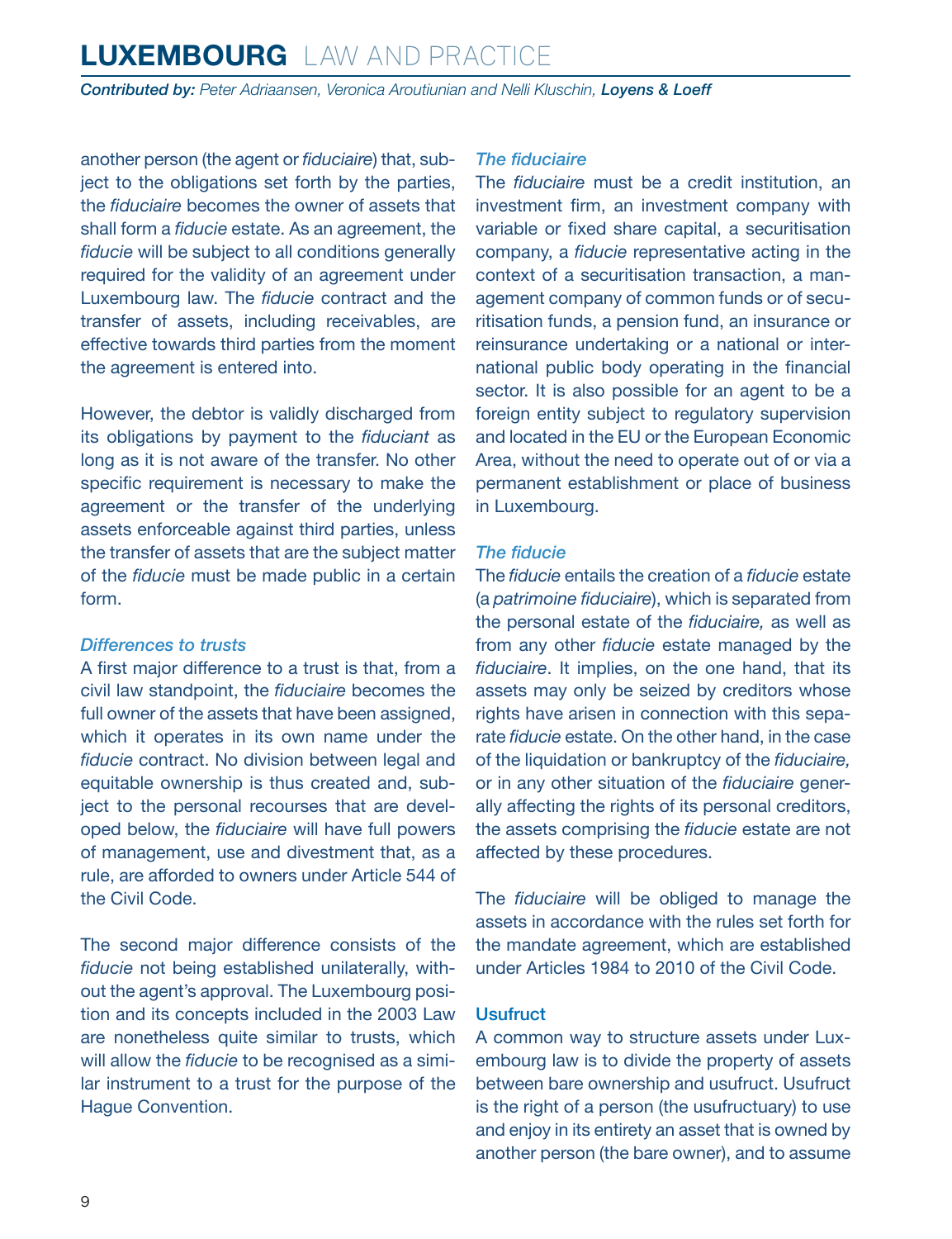another person (the agent or *fiduciaire*) that, subject to the obligations set forth by the parties, the *fiduciaire* becomes the owner of assets that shall form a *fiducie* estate. As an agreement, the *fiducie* will be subject to all conditions generally required for the validity of an agreement under Luxembourg law. The *fiducie* contract and the transfer of assets, including receivables, are effective towards third parties from the moment the agreement is entered into.

However, the debtor is validly discharged from its obligations by payment to the *fiduciant* as long as it is not aware of the transfer. No other specific requirement is necessary to make the agreement or the transfer of the underlying assets enforceable against third parties, unless the transfer of assets that are the subject matter of the *fiducie* must be made public in a certain form.

#### *Differences to trusts*

A first major difference to a trust is that, from a civil law standpoint, the *fiduciaire* becomes the full owner of the assets that have been assigned, which it operates in its own name under the *fiducie* contract. No division between legal and equitable ownership is thus created and, subject to the personal recourses that are developed below, the *fiduciaire* will have full powers of management, use and divestment that, as a rule, are afforded to owners under Article 544 of the Civil Code.

The second major difference consists of the *fiducie* not being established unilaterally, without the agent's approval. The Luxembourg position and its concepts included in the 2003 Law are nonetheless quite similar to trusts, which will allow the *fiducie* to be recognised as a similar instrument to a trust for the purpose of the Hague Convention.

#### *The fiduciaire*

The *fiduciaire* must be a credit institution, an investment firm, an investment company with variable or fixed share capital, a securitisation company, a *fiducie* representative acting in the context of a securitisation transaction, a management company of common funds or of securitisation funds, a pension fund, an insurance or reinsurance undertaking or a national or international public body operating in the financial sector. It is also possible for an agent to be a foreign entity subject to regulatory supervision and located in the EU or the European Economic Area, without the need to operate out of or via a permanent establishment or place of business in Luxembourg.

#### *The fiducie*

The *fiducie* entails the creation of a *fiducie* estate (a *patrimoine fiduciaire*), which is separated from the personal estate of the *fiduciaire,* as well as from any other *fiducie* estate managed by the *fiduciaire*. It implies, on the one hand, that its assets may only be seized by creditors whose rights have arisen in connection with this separate *fiducie* estate. On the other hand, in the case of the liquidation or bankruptcy of the *fiduciaire,* or in any other situation of the *fiduciaire* generally affecting the rights of its personal creditors, the assets comprising the *fiducie* estate are not affected by these procedures.

The *fiduciaire* will be obliged to manage the assets in accordance with the rules set forth for the mandate agreement, which are established under Articles 1984 to 2010 of the Civil Code.

### Usufruct

A common way to structure assets under Luxembourg law is to divide the property of assets between bare ownership and usufruct. Usufruct is the right of a person (the usufructuary) to use and enjoy in its entirety an asset that is owned by another person (the bare owner), and to assume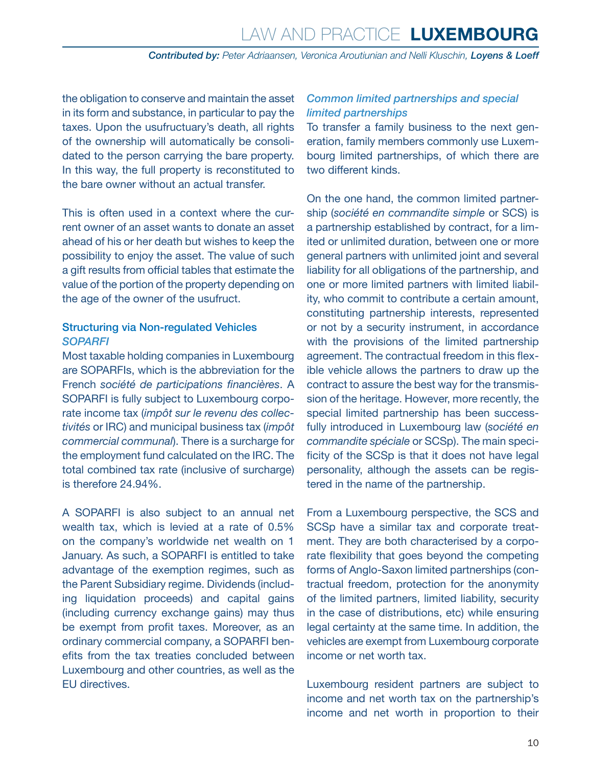the obligation to conserve and maintain the asset in its form and substance, in particular to pay the taxes. Upon the usufructuary's death, all rights of the ownership will automatically be consolidated to the person carrying the bare property. In this way, the full property is reconstituted to the bare owner without an actual transfer.

This is often used in a context where the current owner of an asset wants to donate an asset ahead of his or her death but wishes to keep the possibility to enjoy the asset. The value of such a gift results from official tables that estimate the value of the portion of the property depending on the age of the owner of the usufruct.

### Structuring via Non-regulated Vehicles

*SOPARFI*

Most taxable holding companies in Luxembourg are SOPARFIs, which is the abbreviation for the French *société de participations financières*. A SOPARFI is fully subject to Luxembourg corporate income tax (*impôt sur le revenu des collectivités* or IRC) and municipal business tax (*impôt commercial communal*). There is a surcharge for the employment fund calculated on the IRC. The total combined tax rate (inclusive of surcharge) is therefore 24.94%.

A SOPARFI is also subject to an annual net wealth tax, which is levied at a rate of 0.5% on the company's worldwide net wealth on 1 January. As such, a SOPARFI is entitled to take advantage of the exemption regimes, such as the Parent Subsidiary regime. Dividends (including liquidation proceeds) and capital gains (including currency exchange gains) may thus be exempt from profit taxes. Moreover, as an ordinary commercial company, a SOPARFI benefits from the tax treaties concluded between Luxembourg and other countries, as well as the EU directives.

*Common limited partnerships and special limited partnerships*

To transfer a family business to the next generation, family members commonly use Luxembourg limited partnerships, of which there are two different kinds.

On the one hand, the common limited partnership (*société en commandite simple* or SCS) is a partnership established by contract, for a limited or unlimited duration, between one or more general partners with unlimited joint and several liability for all obligations of the partnership, and one or more limited partners with limited liability, who commit to contribute a certain amount, constituting partnership interests, represented or not by a security instrument, in accordance with the provisions of the limited partnership agreement. The contractual freedom in this flexible vehicle allows the partners to draw up the contract to assure the best way for the transmission of the heritage. However, more recently, the special limited partnership has been successfully introduced in Luxembourg law (*société en commandite spéciale* or SCSp). The main specificity of the SCSp is that it does not have legal personality, although the assets can be registered in the name of the partnership.

From a Luxembourg perspective, the SCS and SCSp have a similar tax and corporate treatment. They are both characterised by a corporate flexibility that goes beyond the competing forms of Anglo-Saxon limited partnerships (contractual freedom, protection for the anonymity of the limited partners, limited liability, security in the case of distributions, etc) while ensuring legal certainty at the same time. In addition, the vehicles are exempt from Luxembourg corporate income or net worth tax.

Luxembourg resident partners are subject to income and net worth tax on the partnership's income and net worth in proportion to their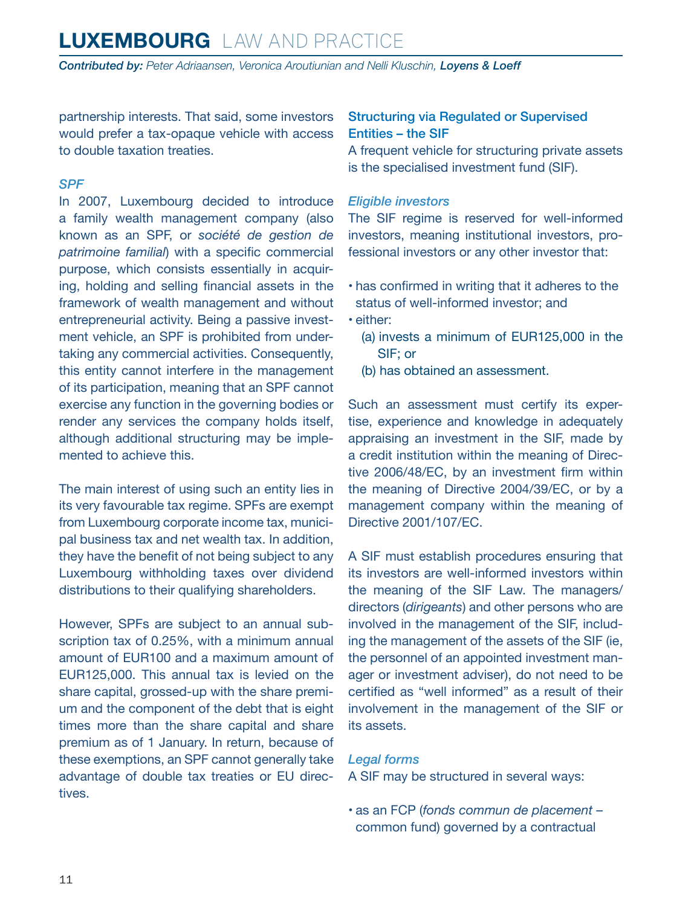partnership interests. That said, some investors would prefer a tax-opaque vehicle with access to double taxation treaties.

### *SPF*

In 2007, Luxembourg decided to introduce a family wealth management company (also known as an SPF, or *société de gestion de patrimoine familial*) with a specific commercial purpose, which consists essentially in acquiring, holding and selling financial assets in the framework of wealth management and without entrepreneurial activity. Being a passive investment vehicle, an SPF is prohibited from undertaking any commercial activities. Consequently, this entity cannot interfere in the management of its participation, meaning that an SPF cannot exercise any function in the governing bodies or render any services the company holds itself, although additional structuring may be implemented to achieve this.

The main interest of using such an entity lies in its very favourable tax regime. SPFs are exempt from Luxembourg corporate income tax, municipal business tax and net wealth tax. In addition, they have the benefit of not being subject to any Luxembourg withholding taxes over dividend distributions to their qualifying shareholders.

However, SPFs are subject to an annual subscription tax of 0.25%, with a minimum annual amount of EUR100 and a maximum amount of EUR125,000. This annual tax is levied on the share capital, grossed-up with the share premium and the component of the debt that is eight times more than the share capital and share premium as of 1 January. In return, because of these exemptions, an SPF cannot generally take advantage of double tax treaties or EU directives.

## Structuring via Regulated or Supervised Entities – the SIF

A frequent vehicle for structuring private assets is the specialised investment fund (SIF).

### *Eligible investors*

The SIF regime is reserved for well-informed investors, meaning institutional investors, professional investors or any other investor that:

- has confirmed in writing that it adheres to the status of well-informed investor; and
- either:
  - (a) invests a minimum of EUR125,000 in the SIF; or
  - (b) has obtained an assessment.

Such an assessment must certify its expertise, experience and knowledge in adequately appraising an investment in the SIF, made by a credit institution within the meaning of Directive 2006/48/EC, by an investment firm within the meaning of Directive 2004/39/EC, or by a management company within the meaning of Directive 2001/107/EC.

A SIF must establish procedures ensuring that its investors are well-informed investors within the meaning of the SIF Law. The managers/directors (*dirigeants*) and other persons who are involved in the management of the SIF, including the management of the assets of the SIF (ie, the personnel of an appointed investment manager or investment adviser), do not need to be certified as "well informed" as a result of their involvement in the management of the SIF or its assets.

### *Legal forms*

A SIF may be structured in several ways:

- as an FCP (*fonds commun de placement* – common fund) governed by a contractual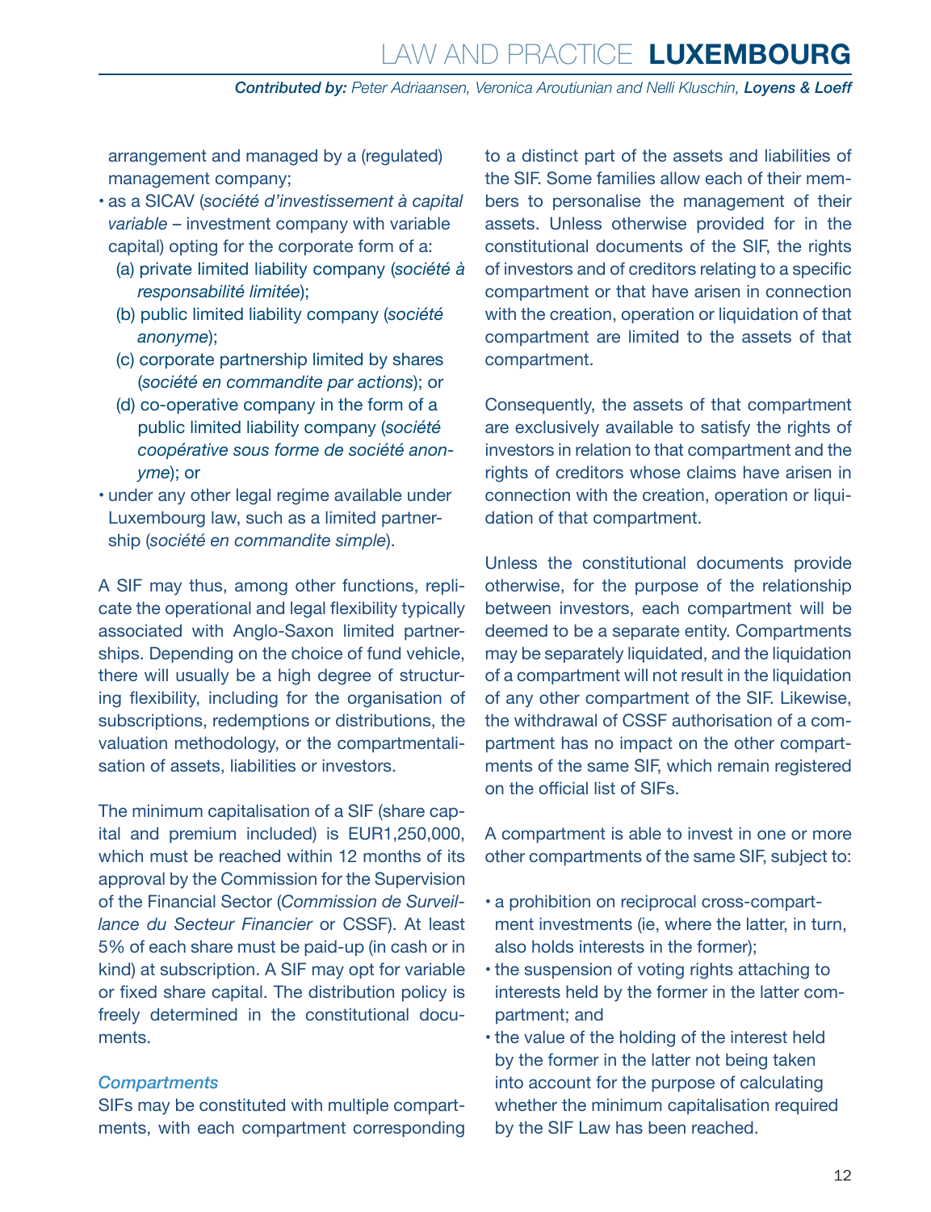arrangement and managed by a (regulated) management company;

- as a SICAV (*société d'investissement à capital variable* – investment company with variable capital) opting for the corporate form of a:
  - (a) private limited liability company (*société à responsabilité limitée*);
  - (b) public limited liability company (*société anonyme*);
  - (c) corporate partnership limited by shares (*société en commandite par actions*); or
  - (d) co-operative company in the form of a public limited liability company (*société coopérative sous forme de société anonyme*); or
- under any other legal regime available under Luxembourg law, such as a limited partnership (*société en commandite simple*).

A SIF may thus, among other functions, replicate the operational and legal flexibility typically associated with Anglo-Saxon limited partnerships. Depending on the choice of fund vehicle, there will usually be a high degree of structuring flexibility, including for the organisation of subscriptions, redemptions or distributions, the valuation methodology, or the compartmentalisation of assets, liabilities or investors.

The minimum capitalisation of a SIF (share capital and premium included) is EUR1,250,000, which must be reached within 12 months of its approval by the Commission for the Supervision of the Financial Sector (*Commission de Surveillance du Secteur Financier* or CSSF). At least 5% of each share must be paid-up (in cash or in kind) at subscription. A SIF may opt for variable or fixed share capital. The distribution policy is freely determined in the constitutional documents.

### *Compartments*

SIFs may be constituted with multiple compartments, with each compartment corresponding to a distinct part of the assets and liabilities of the SIF. Some families allow each of their members to personalise the management of their assets. Unless otherwise provided for in the constitutional documents of the SIF, the rights of investors and of creditors relating to a specific compartment or that have arisen in connection with the creation, operation or liquidation of that compartment are limited to the assets of that compartment.

Consequently, the assets of that compartment are exclusively available to satisfy the rights of investors in relation to that compartment and the rights of creditors whose claims have arisen in connection with the creation, operation or liquidation of that compartment.

Unless the constitutional documents provide otherwise, for the purpose of the relationship between investors, each compartment will be deemed to be a separate entity. Compartments may be separately liquidated, and the liquidation of a compartment will not result in the liquidation of any other compartment of the SIF. Likewise, the withdrawal of CSSF authorisation of a compartment has no impact on the other compartments of the same SIF, which remain registered on the official list of SIFs.

A compartment is able to invest in one or more other compartments of the same SIF, subject to:

- a prohibition on reciprocal cross-compartment investments (ie, where the latter, in turn, also holds interests in the former);
- the suspension of voting rights attaching to interests held by the former in the latter compartment; and
- the value of the holding of the interest held by the former in the latter not being taken into account for the purpose of calculating whether the minimum capitalisation required by the SIF Law has been reached.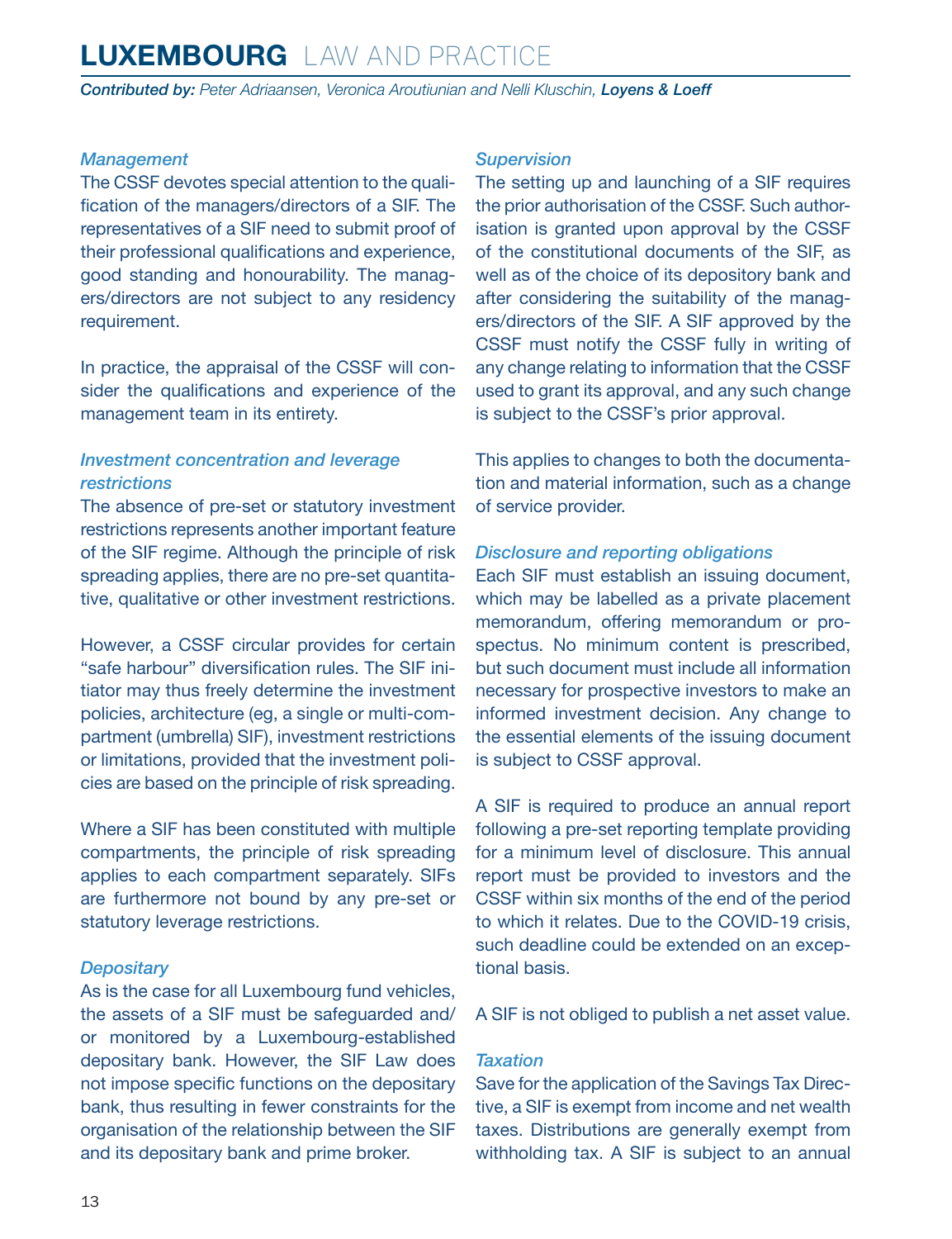#### *Management*

The CSSF devotes special attention to the qualification of the managers/directors of a SIF. The representatives of a SIF need to submit proof of their professional qualifications and experience, good standing and honourability. The managers/directors are not subject to any residency requirement.

In practice, the appraisal of the CSSF will consider the qualifications and experience of the management team in its entirety.

#### *Investment concentration and leverage restrictions*

The absence of pre-set or statutory investment restrictions represents another important feature of the SIF regime. Although the principle of risk spreading applies, there are no pre-set quantitative, qualitative or other investment restrictions.

However, a CSSF circular provides for certain "safe harbour" diversification rules. The SIF initiator may thus freely determine the investment policies, architecture (eg, a single or multi-compartment (umbrella) SIF), investment restrictions or limitations, provided that the investment policies are based on the principle of risk spreading.

Where a SIF has been constituted with multiple compartments, the principle of risk spreading applies to each compartment separately. SIFs are furthermore not bound by any pre-set or statutory leverage restrictions.

#### *Depositary*

As is the case for all Luxembourg fund vehicles, the assets of a SIF must be safeguarded and/or monitored by a Luxembourg-established depositary bank. However, the SIF Law does not impose specific functions on the depositary bank, thus resulting in fewer constraints for the organisation of the relationship between the SIF and its depositary bank and prime broker.

#### *Supervision*

The setting up and launching of a SIF requires the prior authorisation of the CSSF. Such authorisation is granted upon approval by the CSSF of the constitutional documents of the SIF, as well as of the choice of its depository bank and after considering the suitability of the managers/directors of the SIF. A SIF approved by the CSSF must notify the CSSF fully in writing of any change relating to information that the CSSF used to grant its approval, and any such change is subject to the CSSF's prior approval.

This applies to changes to both the documentation and material information, such as a change of service provider.

#### *Disclosure and reporting obligations*

Each SIF must establish an issuing document, which may be labelled as a private placement memorandum, offering memorandum or prospectus. No minimum content is prescribed, but such document must include all information necessary for prospective investors to make an informed investment decision. Any change to the essential elements of the issuing document is subject to CSSF approval.

A SIF is required to produce an annual report following a pre-set reporting template providing for a minimum level of disclosure. This annual report must be provided to investors and the CSSF within six months of the end of the period to which it relates. Due to the COVID-19 crisis, such deadline could be extended on an exceptional basis.

A SIF is not obliged to publish a net asset value.

#### *Taxation*

Save for the application of the Savings Tax Directive, a SIF is exempt from income and net wealth taxes. Distributions are generally exempt from withholding tax. A SIF is subject to an annual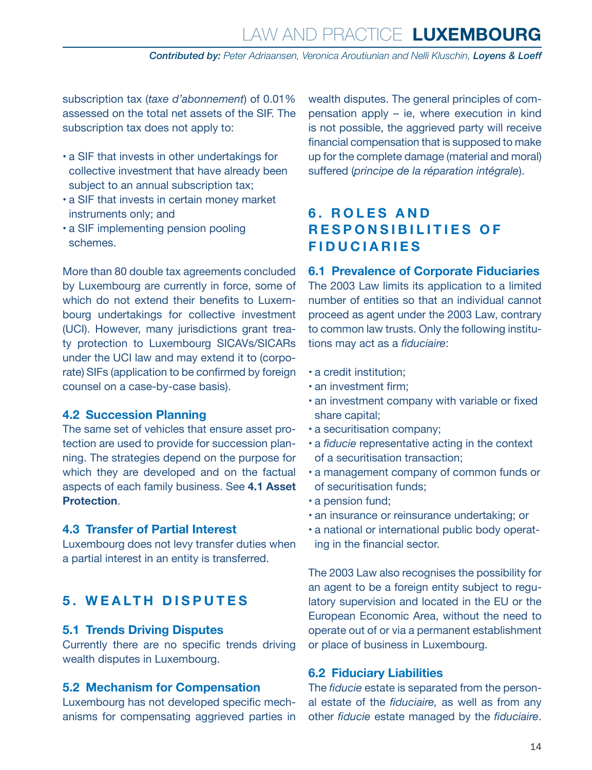subscription tax (*taxe d'abonnement*) of 0.01% assessed on the total net assets of the SIF. The subscription tax does not apply to:

- a SIF that invests in other undertakings for collective investment that have already been subject to an annual subscription tax;
- a SIF that invests in certain money market instruments only; and
- a SIF implementing pension pooling schemes.

More than 80 double tax agreements concluded by Luxembourg are currently in force, some of which do not extend their benefits to Luxembourg undertakings for collective investment (UCI). However, many jurisdictions grant treaty protection to Luxembourg SICAVs/SICARs under the UCI law and may extend it to (corporate) SIFs (application to be confirmed by foreign counsel on a case-by-case basis).

### 4.2 Succession Planning

The same set of vehicles that ensure asset protection are used to provide for succession planning. The strategies depend on the purpose for which they are developed and on the factual aspects of each family business. See **4.1 Asset Protection**.

### 4.3 Transfer of Partial Interest

Luxembourg does not levy transfer duties when a partial interest in an entity is transferred.

## 5. WEALTH DISPUTES

### 5.1 Trends Driving Disputes

Currently there are no specific trends driving wealth disputes in Luxembourg.

### 5.2 Mechanism for Compensation

Luxembourg has not developed specific mechanisms for compensating aggrieved parties in wealth disputes. The general principles of compensation apply – ie, where execution in kind is not possible, the aggrieved party will receive financial compensation that is supposed to make up for the complete damage (material and moral) suffered (*principe de la réparation intégrale*).

## 6. ROLES AND RESPONSIBILITIES OF FIDUCIARIES

### 6.1 Prevalence of Corporate Fiduciaries

The 2003 Law limits its application to a limited number of entities so that an individual cannot proceed as agent under the 2003 Law, contrary to common law trusts. Only the following institutions may act as a *fiduciaire*:

- a credit institution;
- an investment firm;
- an investment company with variable or fixed share capital;
- a securitisation company;
- a *fiducie* representative acting in the context of a securitisation transaction;
- a management company of common funds or of securitisation funds;
- a pension fund;
- an insurance or reinsurance undertaking; or
- a national or international public body operating in the financial sector.

The 2003 Law also recognises the possibility for an agent to be a foreign entity subject to regulatory supervision and located in the EU or the European Economic Area, without the need to operate out of or via a permanent establishment or place of business in Luxembourg.

### 6.2 Fiduciary Liabilities

The *fiducie* estate is separated from the personal estate of the *fiduciaire,* as well as from any other *fiducie* estate managed by the *fiduciaire*.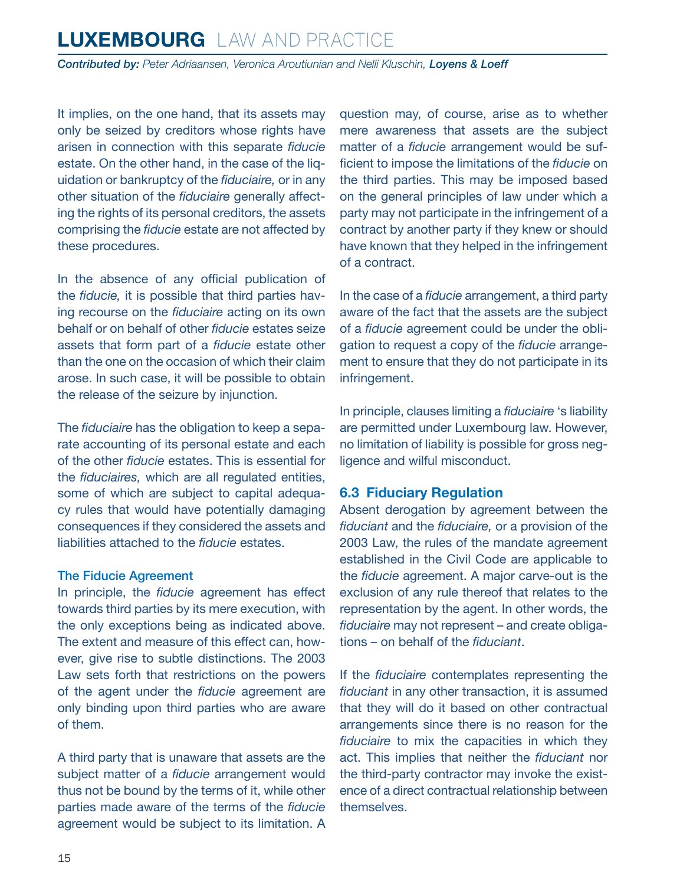It implies, on the one hand, that its assets may only be seized by creditors whose rights have arisen in connection with this separate *fiducie* estate. On the other hand, in the case of the liquidation or bankruptcy of the *fiduciaire,* or in any other situation of the *fiduciaire* generally affecting the rights of its personal creditors, the assets comprising the *fiducie* estate are not affected by these procedures.

In the absence of any official publication of the *fiducie,* it is possible that third parties having recourse on the *fiduciaire* acting on its own behalf or on behalf of other *fiducie* estates seize assets that form part of a *fiducie* estate other than the one on the occasion of which their claim arose. In such case, it will be possible to obtain the release of the seizure by injunction.

The *fiduciaire* has the obligation to keep a separate accounting of its personal estate and each of the other *fiducie* estates. This is essential for the *fiduciaires,* which are all regulated entities, some of which are subject to capital adequacy rules that would have potentially damaging consequences if they considered the assets and liabilities attached to the *fiducie* estates.

### The Fiducie Agreement

In principle, the *fiducie* agreement has effect towards third parties by its mere execution, with the only exceptions being as indicated above. The extent and measure of this effect can, however, give rise to subtle distinctions. The 2003 Law sets forth that restrictions on the powers of the agent under the *fiducie* agreement are only binding upon third parties who are aware of them.

A third party that is unaware that assets are the subject matter of a *fiducie* arrangement would thus not be bound by the terms of it, while other parties made aware of the terms of the *fiducie* agreement would be subject to its limitation. A question may, of course, arise as to whether mere awareness that assets are the subject matter of a *fiducie* arrangement would be sufficient to impose the limitations of the *fiducie* on the third parties. This may be imposed based on the general principles of law under which a party may not participate in the infringement of a contract by another party if they knew or should have known that they helped in the infringement of a contract.

In the case of a *fiducie* arrangement, a third party aware of the fact that the assets are the subject of a *fiducie* agreement could be under the obligation to request a copy of the *fiducie* arrangement to ensure that they do not participate in its infringement.

In principle, clauses limiting a *fiduciaire* 's liability are permitted under Luxembourg law. However, no limitation of liability is possible for gross negligence and wilful misconduct.

## 6.3 Fiduciary Regulation

Absent derogation by agreement between the *fiduciant* and the *fiduciaire,* or a provision of the 2003 Law, the rules of the mandate agreement established in the Civil Code are applicable to the *fiducie* agreement. A major carve-out is the exclusion of any rule thereof that relates to the representation by the agent. In other words, the *fiduciaire* may not represent – and create obligations – on behalf of the *fiduciant*.

If the *fiduciaire* contemplates representing the *fiduciant* in any other transaction, it is assumed that they will do it based on other contractual arrangements since there is no reason for the *fiduciaire* to mix the capacities in which they act. This implies that neither the *fiduciant* nor the third-party contractor may invoke the existence of a direct contractual relationship between themselves.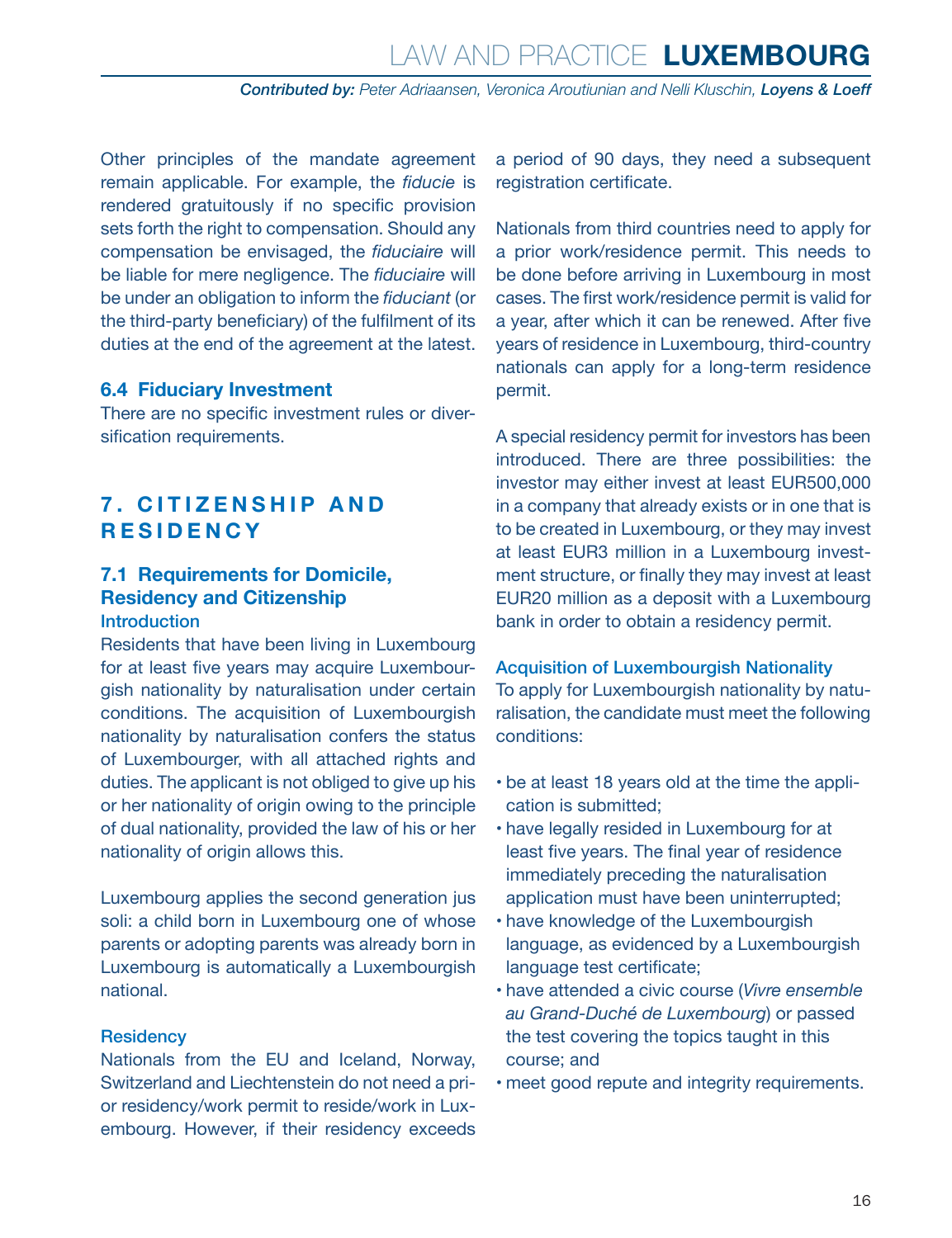Other principles of the mandate agreement remain applicable. For example, the *fiducie* is rendered gratuitously if no specific provision sets forth the right to compensation. Should any compensation be envisaged, the *fiduciaire* will be liable for mere negligence. The *fiduciaire* will be under an obligation to inform the *fiduciant* (or the third-party beneficiary) of the fulfilment of its duties at the end of the agreement at the latest.

### 6.4 Fiduciary Investment

There are no specific investment rules or diversification requirements.

## 7. CITIZENSHIP AND RESIDENCY

### 7.1 Requirements for Domicile, Residency and Citizenship

#### Introduction

Residents that have been living in Luxembourg for at least five years may acquire Luxembourgish nationality by naturalisation under certain conditions. The acquisition of Luxembourgish nationality by naturalisation confers the status of Luxembourger, with all attached rights and duties. The applicant is not obliged to give up his or her nationality of origin owing to the principle of dual nationality, provided the law of his or her nationality of origin allows this.

Luxembourg applies the second generation jus soli: a child born in Luxembourg one of whose parents or adopting parents was already born in Luxembourg is automatically a Luxembourgish national.

#### Residency

Nationals from the EU and Iceland, Norway, Switzerland and Liechtenstein do not need a prior residency/work permit to reside/work in Luxembourg. However, if their residency exceeds a period of 90 days, they need a subsequent registration certificate.

Nationals from third countries need to apply for a prior work/residence permit. This needs to be done before arriving in Luxembourg in most cases. The first work/residence permit is valid for a year, after which it can be renewed. After five years of residence in Luxembourg, third-country nationals can apply for a long-term residence permit.

A special residency permit for investors has been introduced. There are three possibilities: the investor may either invest at least EUR500,000 in a company that already exists or in one that is to be created in Luxembourg, or they may invest at least EUR3 million in a Luxembourg investment structure, or finally they may invest at least EUR20 million as a deposit with a Luxembourg bank in order to obtain a residency permit.

#### Acquisition of Luxembourgish Nationality

To apply for Luxembourgish nationality by naturalisation, the candidate must meet the following conditions:

- be at least 18 years old at the time the application is submitted;
- have legally resided in Luxembourg for at least five years. The final year of residence immediately preceding the naturalisation application must have been uninterrupted;
- have knowledge of the Luxembourgish language, as evidenced by a Luxembourgish language test certificate;
- have attended a civic course (*Vivre ensemble au Grand-Duché de Luxembourg*) or passed the test covering the topics taught in this course; and
- meet good repute and integrity requirements.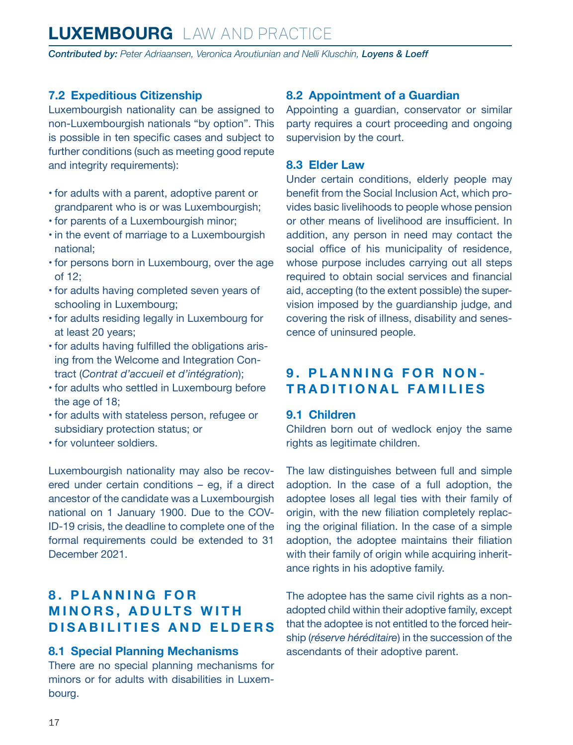### 7.2 Expeditious Citizenship

Luxembourgish nationality can be assigned to non-Luxembourgish nationals "by option". This is possible in ten specific cases and subject to further conditions (such as meeting good repute and integrity requirements):

- for adults with a parent, adoptive parent or grandparent who is or was Luxembourgish;
- for parents of a Luxembourgish minor;
- in the event of marriage to a Luxembourgish national;
- for persons born in Luxembourg, over the age of 12;
- for adults having completed seven years of schooling in Luxembourg;
- for adults residing legally in Luxembourg for at least 20 years;
- for adults having fulfilled the obligations arising from the Welcome and Integration Contract (*Contrat d'accueil et d'intégration*);
- for adults who settled in Luxembourg before the age of 18;
- for adults with stateless person, refugee or subsidiary protection status; or
- for volunteer soldiers.

Luxembourgish nationality may also be recovered under certain conditions – eg, if a direct ancestor of the candidate was a Luxembourgish national on 1 January 1900. Due to the COVID-19 crisis, the deadline to complete one of the formal requirements could be extended to 31 December 2021.

## 8. PLANNING FOR MINORS, ADULTS WITH DISABILITIES AND ELDERS

### 8.1 Special Planning Mechanisms

There are no special planning mechanisms for minors or for adults with disabilities in Luxembourg.

### 8.2 Appointment of a Guardian

Appointing a guardian, conservator or similar party requires a court proceeding and ongoing supervision by the court.

### 8.3 Elder Law

Under certain conditions, elderly people may benefit from the Social Inclusion Act, which provides basic livelihoods to people whose pension or other means of livelihood are insufficient. In addition, any person in need may contact the social office of his municipality of residence, whose purpose includes carrying out all steps required to obtain social services and financial aid, accepting (to the extent possible) the supervision imposed by the guardianship judge, and covering the risk of illness, disability and senescence of uninsured people.

## 9. PLANNING FOR NON-TRADITIONAL FAMILIES

### 9.1 Children

Children born out of wedlock enjoy the same rights as legitimate children.

The law distinguishes between full and simple adoption. In the case of a full adoption, the adoptee loses all legal ties with their family of origin, with the new filiation completely replacing the original filiation. In the case of a simple adoption, the adoptee maintains their filiation with their family of origin while acquiring inheritance rights in his adoptive family.

The adoptee has the same civil rights as a non-adopted child within their adoptive family, except that the adoptee is not entitled to the forced heirship (*réserve héréditaire*) in the succession of the ascendants of their adoptive parent.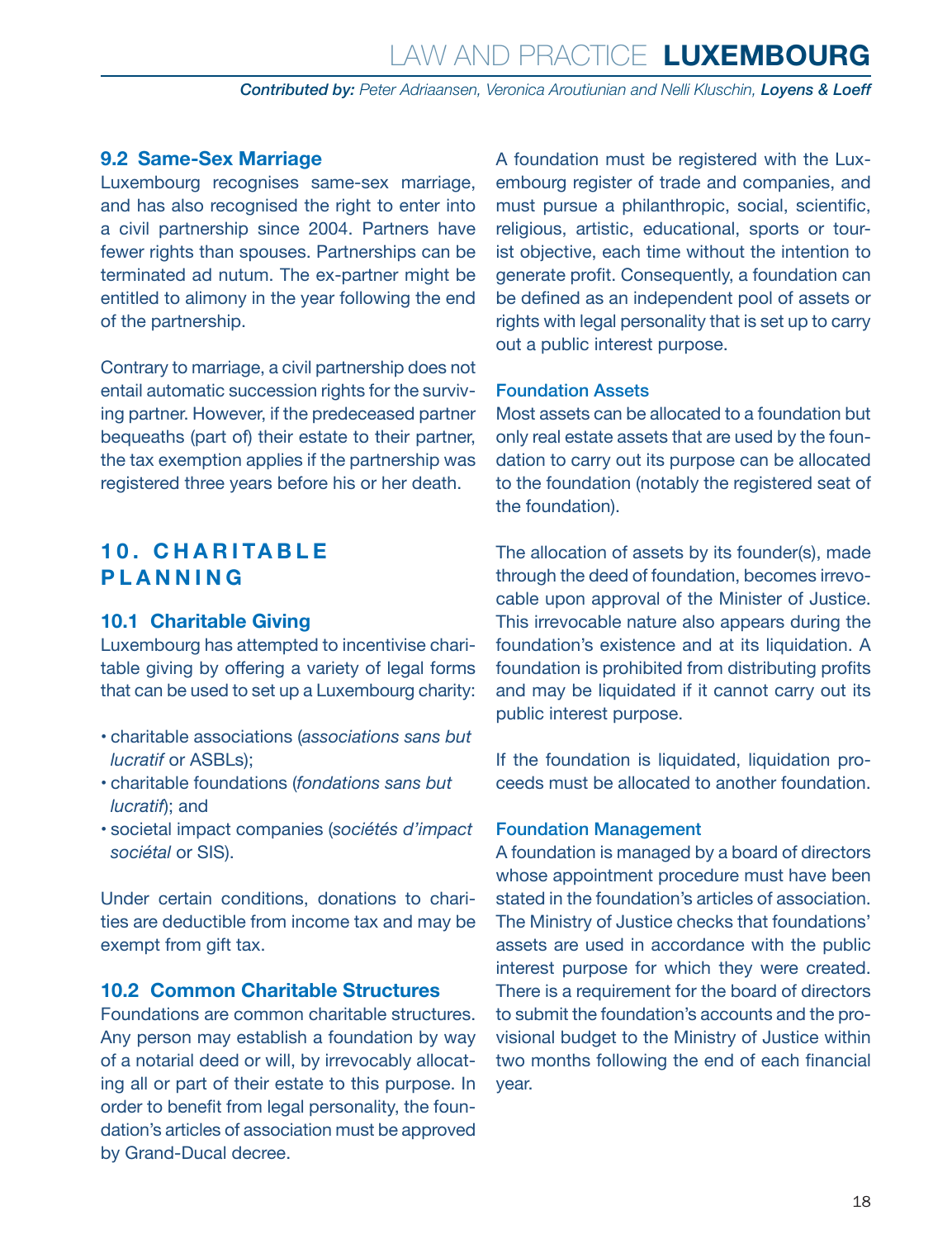### 9.2 Same-Sex Marriage

Luxembourg recognises same-sex marriage, and has also recognised the right to enter into a civil partnership since 2004. Partners have fewer rights than spouses. Partnerships can be terminated ad nutum. The ex-partner might be entitled to alimony in the year following the end of the partnership.

Contrary to marriage, a civil partnership does not entail automatic succession rights for the surviving partner. However, if the predeceased partner bequeaths (part of) their estate to their partner, the tax exemption applies if the partnership was registered three years before his or her death.

## 10. CHARITABLE PLANNING

### 10.1 Charitable Giving

Luxembourg has attempted to incentivise charitable giving by offering a variety of legal forms that can be used to set up a Luxembourg charity:

- charitable associations (*associations sans but lucratif* or ASBLs);
- charitable foundations (*fondations sans but lucratif*); and
- societal impact companies (*sociétés d'impact sociétal* or SIS).

Under certain conditions, donations to charities are deductible from income tax and may be exempt from gift tax.

### 10.2 Common Charitable Structures

Foundations are common charitable structures. Any person may establish a foundation by way of a notarial deed or will, by irrevocably allocating all or part of their estate to this purpose. In order to benefit from legal personality, the foundation's articles of association must be approved by Grand-Ducal decree.

A foundation must be registered with the Luxembourg register of trade and companies, and must pursue a philanthropic, social, scientific, religious, artistic, educational, sports or tourist objective, each time without the intention to generate profit. Consequently, a foundation can be defined as an independent pool of assets or rights with legal personality that is set up to carry out a public interest purpose.

#### Foundation Assets

Most assets can be allocated to a foundation but only real estate assets that are used by the foundation to carry out its purpose can be allocated to the foundation (notably the registered seat of the foundation).

The allocation of assets by its founder(s), made through the deed of foundation, becomes irrevocable upon approval of the Minister of Justice. This irrevocable nature also appears during the foundation's existence and at its liquidation. A foundation is prohibited from distributing profits and may be liquidated if it cannot carry out its public interest purpose.

If the foundation is liquidated, liquidation proceeds must be allocated to another foundation.

#### Foundation Management

A foundation is managed by a board of directors whose appointment procedure must have been stated in the foundation's articles of association. The Ministry of Justice checks that foundations' assets are used in accordance with the public interest purpose for which they were created. There is a requirement for the board of directors to submit the foundation's accounts and the provisional budget to the Ministry of Justice within two months following the end of each financial year.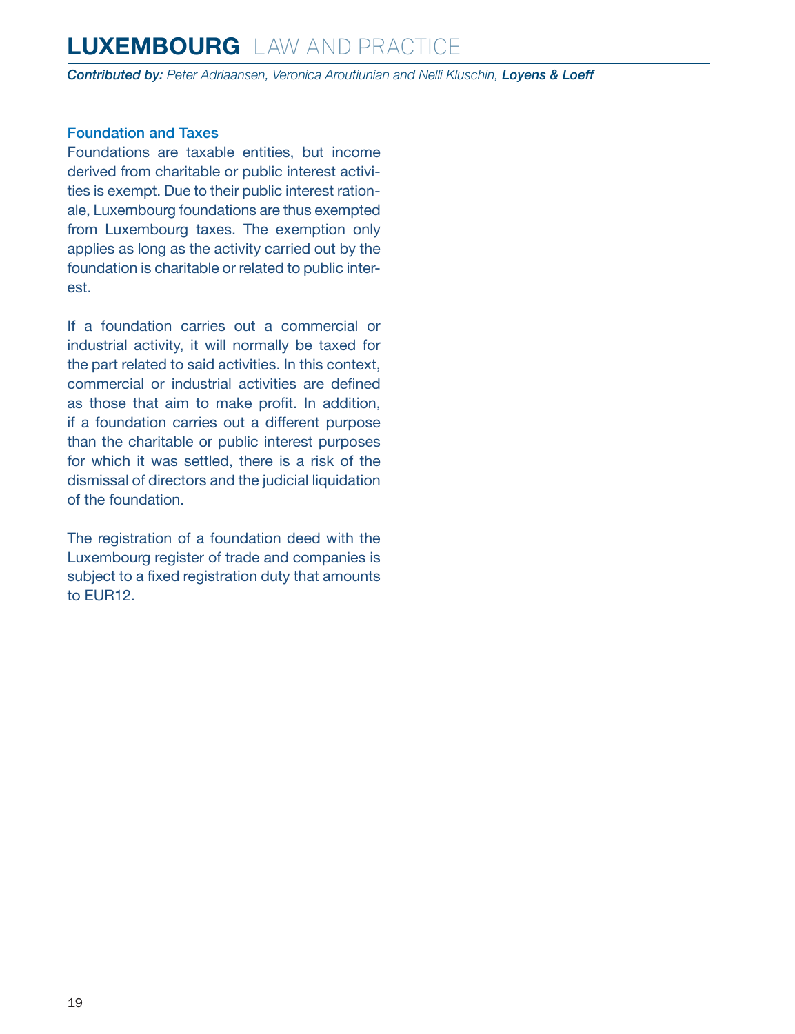### Foundation and Taxes

Foundations are taxable entities, but income derived from charitable or public interest activities is exempt. Due to their public interest rationale, Luxembourg foundations are thus exempted from Luxembourg taxes. The exemption only applies as long as the activity carried out by the foundation is charitable or related to public interest.

If a foundation carries out a commercial or industrial activity, it will normally be taxed for the part related to said activities. In this context, commercial or industrial activities are defined as those that aim to make profit. In addition, if a foundation carries out a different purpose than the charitable or public interest purposes for which it was settled, there is a risk of the dismissal of directors and the judicial liquidation of the foundation.

The registration of a foundation deed with the Luxembourg register of trade and companies is subject to a fixed registration duty that amounts to EUR12.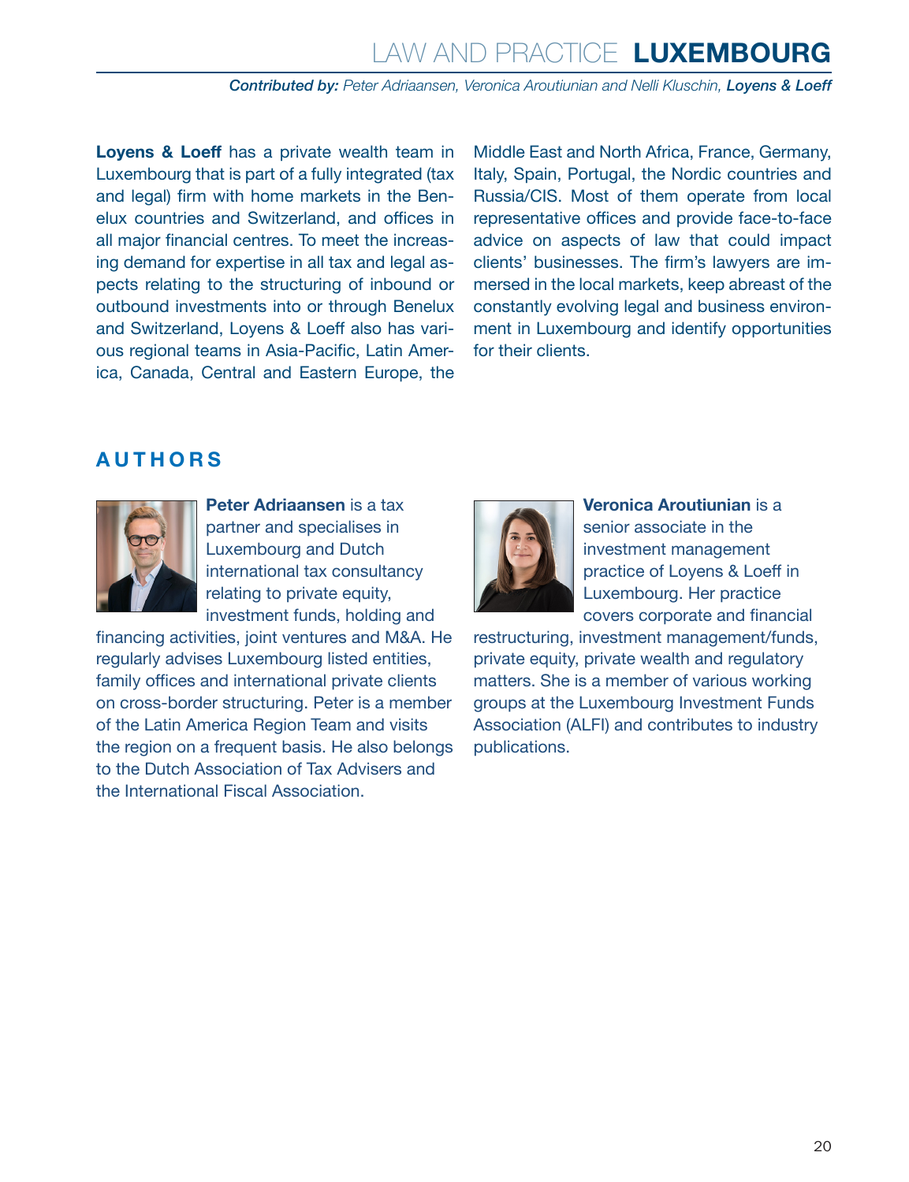**Loyens & Loeff** has a private wealth team in Luxembourg that is part of a fully integrated (tax and legal) firm with home markets in the Benelux countries and Switzerland, and offices in all major financial centres. To meet the increasing demand for expertise in all tax and legal aspects relating to the structuring of inbound or outbound investments into or through Benelux and Switzerland, Loyens & Loeff also has various regional teams in Asia-Pacific, Latin America, Canada, Central and Eastern Europe, the Middle East and North Africa, France, Germany, Italy, Spain, Portugal, the Nordic countries and Russia/CIS. Most of them operate from local representative offices and provide face-to-face advice on aspects of law that could impact clients' businesses. The firm's lawyers are immersed in the local markets, keep abreast of the constantly evolving legal and business environment in Luxembourg and identify opportunities for their clients.

## AUTHORS

**Peter Adriaansen** is a tax partner and specialises in Luxembourg and Dutch international tax consultancy relating to private equity, investment funds, holding and financing activities, joint ventures and M&A. He regularly advises Luxembourg listed entities, family offices and international private clients on cross-border structuring. Peter is a member of the Latin America Region Team and visits the region on a frequent basis. He also belongs to the Dutch Association of Tax Advisers and the International Fiscal Association.

**Veronica Aroutiunian** is a senior associate in the investment management practice of Loyens & Loeff in Luxembourg. Her practice covers corporate and financial restructuring, investment management/funds, private equity, private wealth and regulatory matters. She is a member of various working groups at the Luxembourg Investment Funds Association (ALFI) and contributes to industry publications.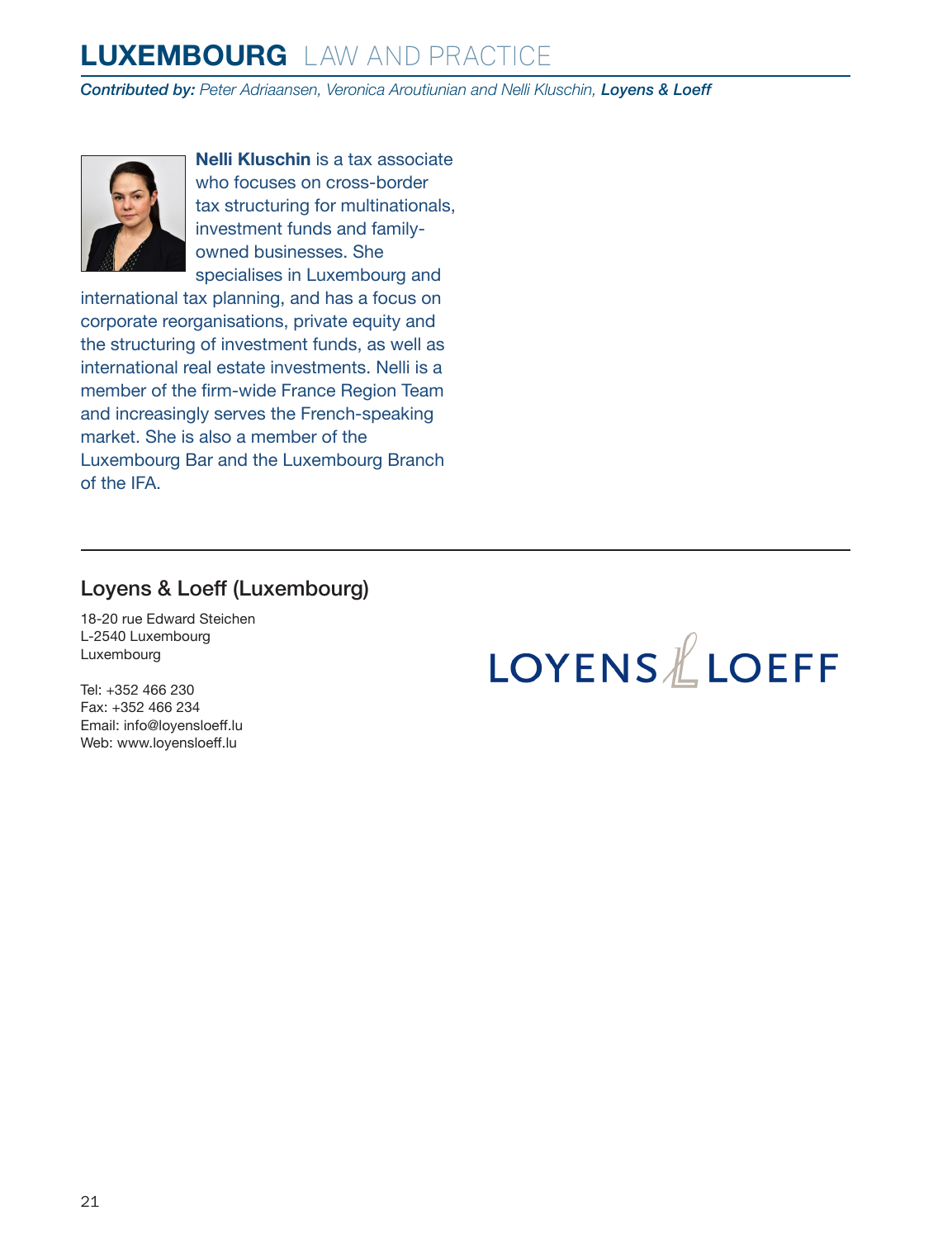**Nelli Kluschin** is a tax associate who focuses on cross-border tax structuring for multinationals, investment funds and family-owned businesses. She specialises in Luxembourg and international tax planning, and has a focus on corporate reorganisations, private equity and the structuring of investment funds, as well as international real estate investments. Nelli is a member of the firm-wide France Region Team and increasingly serves the French-speaking market. She is also a member of the Luxembourg Bar and the Luxembourg Branch of the IFA.

## Loyens & Loeff (Luxembourg)

18-20 rue Edward Steichen
L-2540 Luxembourg
Luxembourg

Tel: +352 466 230
Fax: +352 466 234
Email: info@loyensloeff.lu
Web: www.loyensloeff.lu

LOYENS & LOEFF